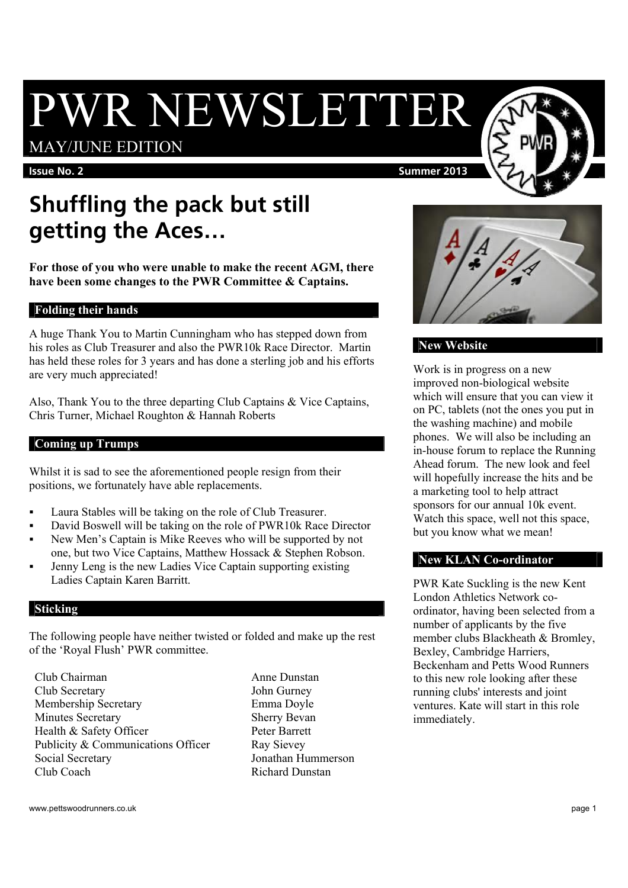# PWR NEWSLETTER

MAY/JUNE EDITION

**Issue No. 2** **Summer 2013**

## Shuffling the pack but still getting the Aces…

**For those of you who were unable to make the recent AGM, there have been some changes to the PWR Committee & Captains.**

### Folding their hands

A huge Thank You to Martin Cunningham who has stepped down from his roles as Club Treasurer and also the PWR10k Race Director. Martin has held these roles for 3 years and has done a sterling job and his efforts are very much appreciated!

Also, Thank You to the three departing Club Captains & Vice Captains, Chris Turner, Michael Roughton & Hannah Roberts

### Coming up Trumps

Whilst it is sad to see the aforementioned people resign from their positions, we fortunately have able replacements.

- Laura Stables will be taking on the role of Club Treasurer.
- David Boswell will be taking on the role of PWR10k Race Director
- New Men's Captain is Mike Reeves who will be supported by not one, but two Vice Captains, Matthew Hossack & Stephen Robson.
- Jenny Leng is the new Ladies Vice Captain supporting existing Ladies Captain Karen Barritt.

### Sticking

The following people have neither twisted or folded and make up the rest of the 'Royal Flush' PWR committee.

| Role | Name |
|---|---|
| Club Chairman | Anne Dunstan |
| Club Secretary | John Gurney |
| Membership Secretary | Emma Doyle |
| Minutes Secretary | Sherry Bevan |
| Health & Safety Officer | Peter Barrett |
| Publicity & Communications Officer | Ray Sievey |
| Social Secretary | Jonathan Hummerson |
| Club Coach | Richard Dunstan |

### New Website

Work is in progress on a new improved non-biological website which will ensure that you can view it on PC, tablets (not the ones you put in the washing machine) and mobile phones. We will also be including an in-house forum to replace the Running Ahead forum. The new look and feel will hopefully increase the hits and be a marketing tool to help attract sponsors for our annual 10k event. Watch this space, well not this space, but you know what we mean!

### New KLAN Co-ordinator

PWR Kate Suckling is the new Kent London Athletics Network co-ordinator, having been selected from a number of applicants by the five member clubs Blackheath & Bromley, Bexley, Cambridge Harriers, Beckenham and Petts Wood Runners to this new role looking after these running clubs' interests and joint ventures. Kate will start in this role immediately.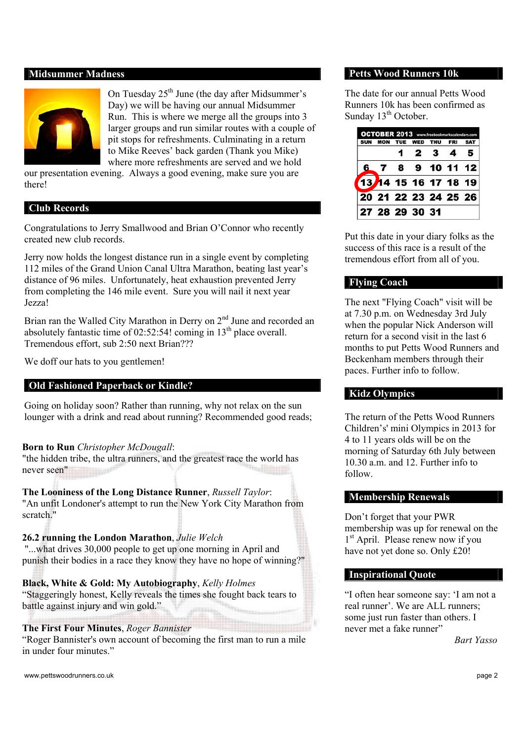## Midsummer Madness

On Tuesday 25th June (the day after Midsummer's Day) we will be having our annual Midsummer Run. This is where we merge all the groups into 3 larger groups and run similar routes with a couple of pit stops for refreshments. Culminating in a return to Mike Reeves' back garden (Thank you Mike) where more refreshments are served and we hold our presentation evening. Always a good evening, make sure you are there!

## Club Records

Congratulations to Jerry Smallwood and Brian O'Connor who recently created new club records.

Jerry now holds the longest distance run in a single event by completing 112 miles of the Grand Union Canal Ultra Marathon, beating last year's distance of 96 miles. Unfortunately, heat exhaustion prevented Jerry from completing the 146 mile event. Sure you will nail it next year Jezza!

Brian ran the Walled City Marathon in Derry on 2nd June and recorded an absolutely fantastic time of 02:52:54! coming in 13th place overall. Tremendous effort, sub 2:50 next Brian???

We doff our hats to you gentlemen!

## Old Fashioned Paperback or Kindle?

Going on holiday soon? Rather than running, why not relax on the sun lounger with a drink and read about running? Recommended good reads;

**Born to Run** *Christopher McDougall*:
"the hidden tribe, the ultra runners, and the greatest race the world has never seen"

**The Looniness of the Long Distance Runner**, *Russell Taylor*:
"An unfit Londoner's attempt to run the New York City Marathon from scratch."

**26.2 running the London Marathon**, *Julie Welch*
"...what drives 30,000 people to get up one morning in April and punish their bodies in a race they know they have no hope of winning?"

**Black, White & Gold: My Autobiography**, *Kelly Holmes*
"Staggeringly honest, Kelly reveals the times she fought back tears to battle against injury and win gold."

**The First Four Minutes**, *Roger Bannister*
"Roger Bannister's own account of becoming the first man to run a mile in under four minutes."

## Petts Wood Runners 10k

The date for our annual Petts Wood Runners 10k has been confirmed as Sunday 13th October.

OCTOBER 2013 www.freebookmarkscalendars.com

| SUN | MON | TUE | WED | THU | FRI | SAT |
|---|---|---|---|---|---|---|
| | | 1 | 2 | 3 | 4 | 5 |
| 6 | 7 | 8 | 9 | 10 | 11 | 12 |
| 13 | 14 | 15 | 16 | 17 | 18 | 19 |
| 20 | 21 | 22 | 23 | 24 | 25 | 26 |
| 27 | 28 | 29 | 30 | 31 | | |

Put this date in your diary folks as the success of this race is a result of the tremendous effort from all of you.

## Flying Coach

The next "Flying Coach" visit will be at 7.30 p.m. on Wednesday 3rd July when the popular Nick Anderson will return for a second visit in the last 6 months to put Petts Wood Runners and Beckenham members through their paces. Further info to follow.

## Kidz Olympics

The return of the Petts Wood Runners Children's' mini Olympics in 2013 for 4 to 11 years olds will be on the morning of Saturday 6th July between 10.30 a.m. and 12. Further info to follow.

## Membership Renewals

Don't forget that your PWR membership was up for renewal on the 1st April. Please renew now if you have not yet done so. Only £20!

## Inspirational Quote

"I often hear someone say: 'I am not a real runner'. We are ALL runners; some just run faster than others. I never met a fake runner"

*Bart Yasso*

www.pettswoodrunners.co.uk